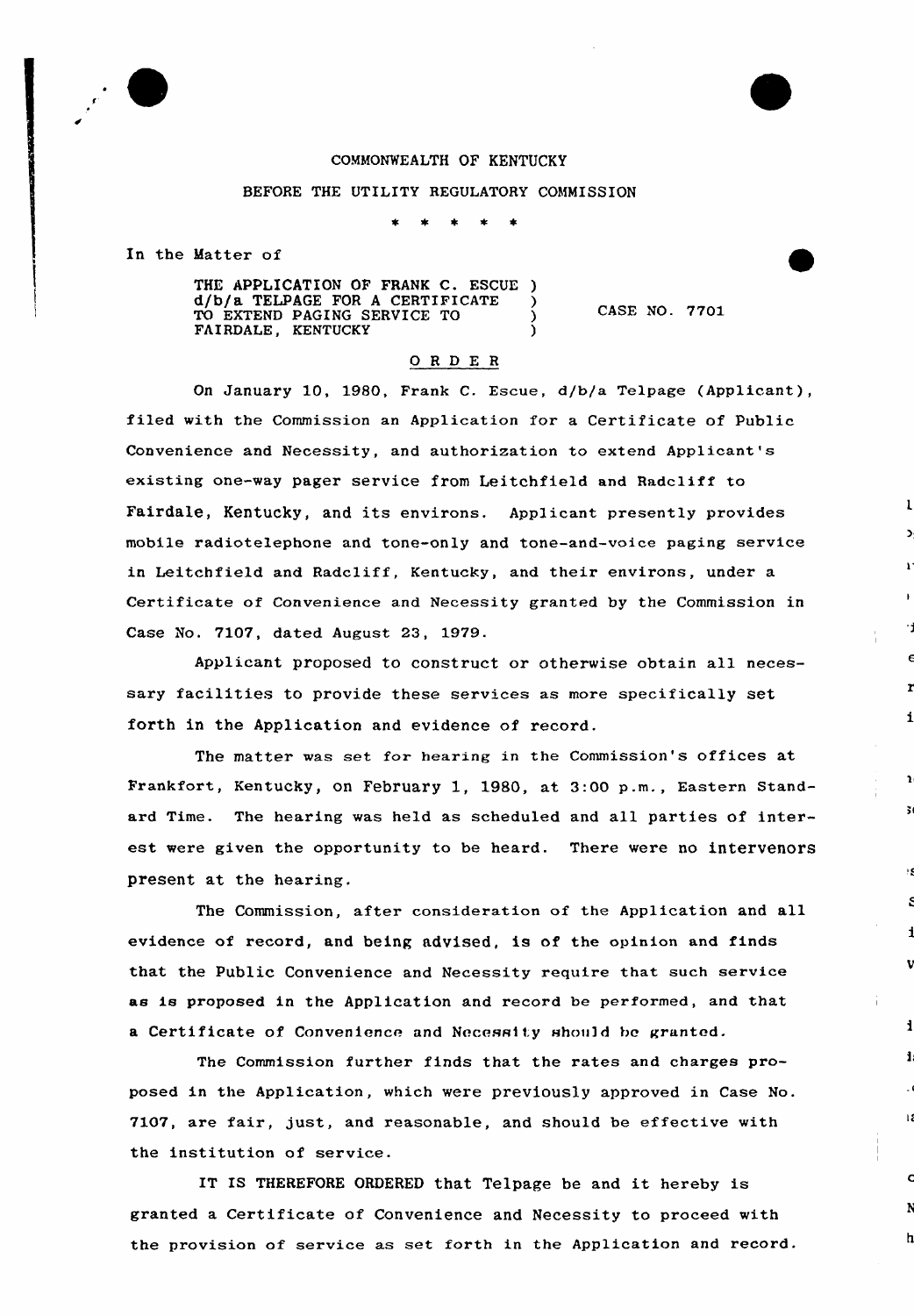COMMONWEALTH OF KENTUCKY

BEFORE THE UTILITY REGULATORY COMMISSION

\* \* \* \* \*

In the Matter of

THE APPLICATION OF FRANK C. ESCUE d/b/a TELPAGE FOR A CERTIFICATE TO EXTEND PAGING SERVICE TO FAIRDALE, KENTUCKY ) CASE NO. 7701

## ORDER

On January 10, 1980, Frank C. Escue, d/b/a Telpage (Applicant), filed with the Commission an Application for a Certificate of Public Convenience and Necessity, and authorization to extend Applicant's existing one-way pager service from Leitchfield and Radcliff to Fairdale, Kentucky, and its environs. Applicant presently provides mobile radiotelephone and tone-only and tone-and-voice paging service in Leitchfield and Radcliff, Kentucky, and their environs, under a Certificate of Convenience and Necessity granted by the Commission in Case No. 7107, dated August 23, 1979.

Applicant proposed to construct or otherwise obtain all necessary facilities to provide these services as more specifically set forth in the Application and evidence of record.

The matter was set for hearing in the Commission's offices at Frankfort, Kentucky, on February 1, 1980, at 3:00 p.m., Eastern Standard Time. The hearing was held as scheduled and all parties of interest were given the opportunity to be heard. There were no intervenors present at the hearing.

The Commission, after consideration of the Application and all evidence of record, and being advised, is of the opinion and finds that the Public Convenience and Necessity require that such service as is proposed in the Application and record be performed, and that a Certificate of Convenience and Necessity should be granted.

The Commission further finds that the rates and charges proposed in the Application, which were previously approved in Case No. 7107, are fair, just, and reasonable, and should be effective with the institution of service.

IT IS THEREFORE ORDERED that Telpage be and it hereby is granted a Certificate of Convenience and Necessity to proceed with the provision of service as set forth in the Application and record.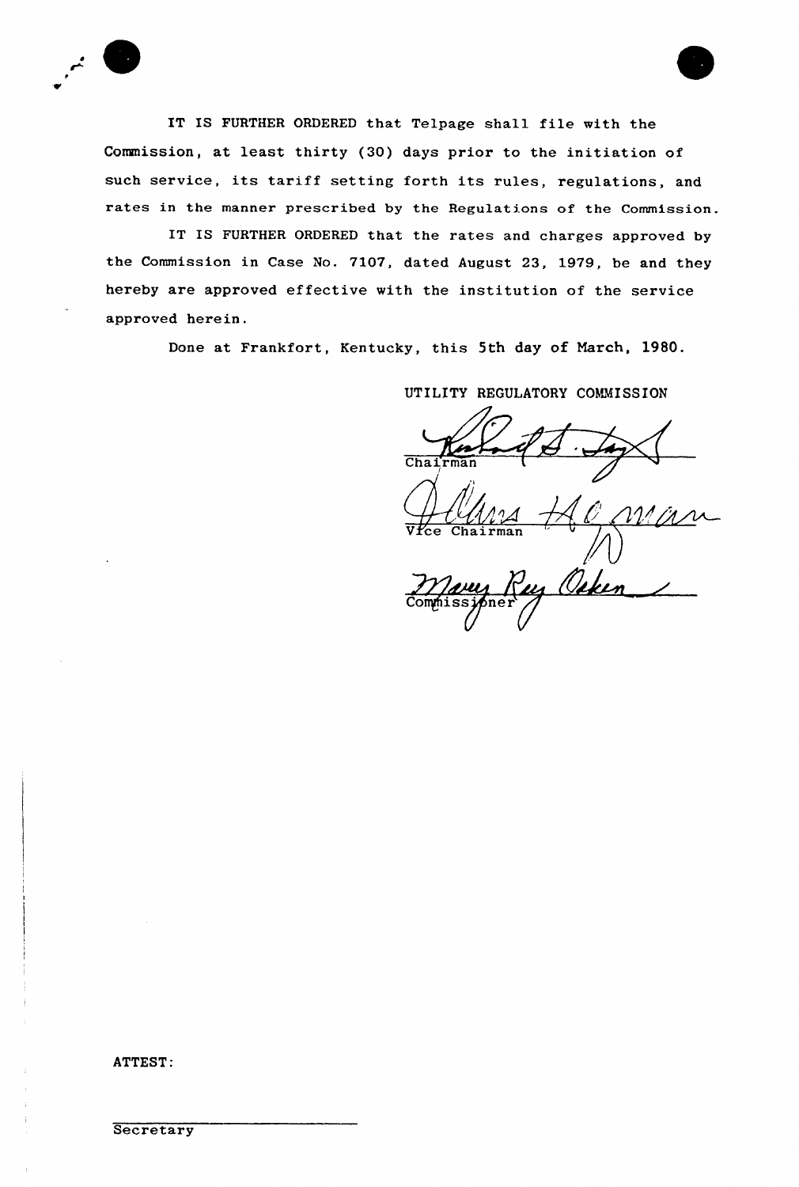IT IS FURTHER ORDERED that Telpage shall file with the Commission, at least thirty (30) days prior to the initiation of such service, its tariff setting forth its rules, regulations, and rates in the manner prescribed by the Regulations of the Commission.

IT IS FURTHER ORDERED that the rates and charges approved by the Commission in Case No. 7107, dated August 23, 1979, be and they hereby are approved effective with the institution of the service approved herein.

Done at Frankfort, Kentucky, this 5th day of March, 1980.

UTILITY REGULATORY COMMISSION

Chairman

Vice Chairman

Commissioner

ATTEST:

Secretary